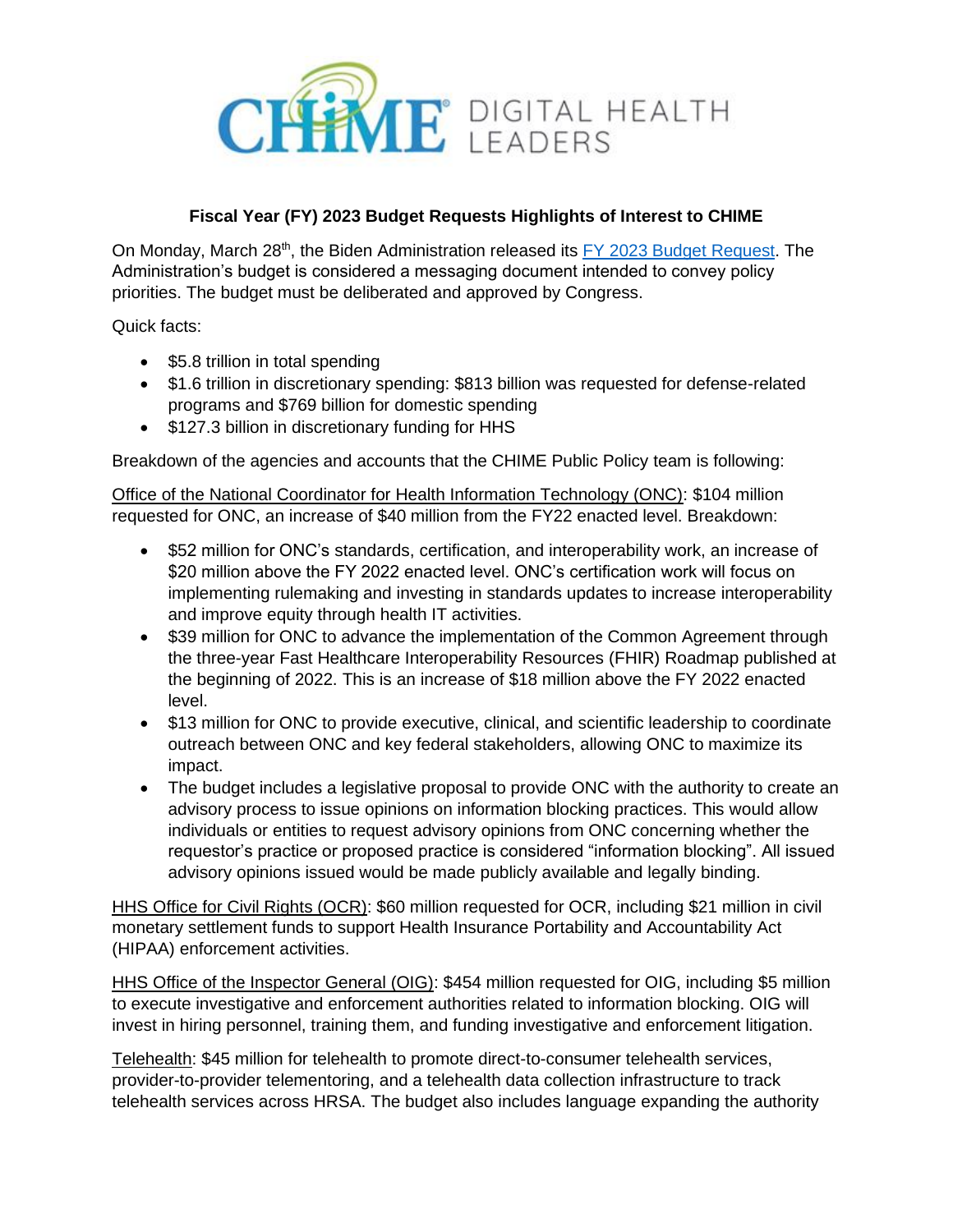**Fiscal Year (FY) 2023 Budget Requests Highlights of Interest to CHIME**

On Monday, March 28th, the Biden Administration released its FY 2023 Budget Request. The Administration's budget is considered a messaging document intended to convey policy priorities. The budget must be deliberated and approved by Congress.

Quick facts:

- $5.8 trillion in total spending
- $1.6 trillion in discretionary spending: $813 billion was requested for defense-related programs and $769 billion for domestic spending
- $127.3 billion in discretionary funding for HHS

Breakdown of the agencies and accounts that the CHIME Public Policy team is following:

Office of the National Coordinator for Health Information Technology (ONC): $104 million requested for ONC, an increase of $40 million from the FY22 enacted level. Breakdown:

- $52 million for ONC's standards, certification, and interoperability work, an increase of $20 million above the FY 2022 enacted level. ONC's certification work will focus on implementing rulemaking and investing in standards updates to increase interoperability and improve equity through health IT activities.
- $39 million for ONC to advance the implementation of the Common Agreement through the three-year Fast Healthcare Interoperability Resources (FHIR) Roadmap published at the beginning of 2022. This is an increase of $18 million above the FY 2022 enacted level.
- $13 million for ONC to provide executive, clinical, and scientific leadership to coordinate outreach between ONC and key federal stakeholders, allowing ONC to maximize its impact.
- The budget includes a legislative proposal to provide ONC with the authority to create an advisory process to issue opinions on information blocking practices. This would allow individuals or entities to request advisory opinions from ONC concerning whether the requestor's practice or proposed practice is considered "information blocking". All issued advisory opinions issued would be made publicly available and legally binding.

HHS Office for Civil Rights (OCR): $60 million requested for OCR, including $21 million in civil monetary settlement funds to support Health Insurance Portability and Accountability Act (HIPAA) enforcement activities.

HHS Office of the Inspector General (OIG): $454 million requested for OIG, including $5 million to execute investigative and enforcement authorities related to information blocking. OIG will invest in hiring personnel, training them, and funding investigative and enforcement litigation.

Telehealth: $45 million for telehealth to promote direct-to-consumer telehealth services, provider-to-provider telementoring, and a telehealth data collection infrastructure to track telehealth services across HRSA. The budget also includes language expanding the authority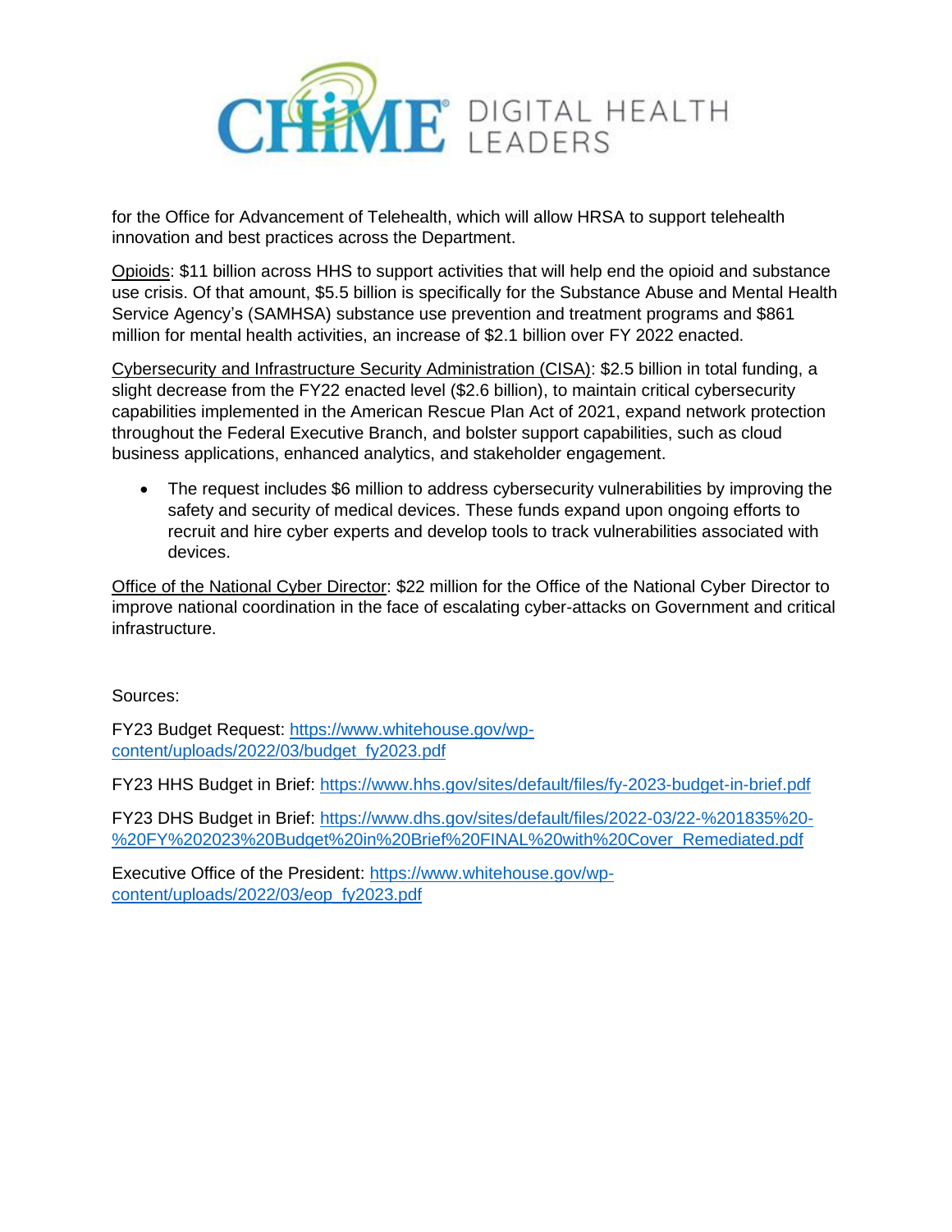for the Office for Advancement of Telehealth, which will allow HRSA to support telehealth innovation and best practices across the Department.

Opioids: $11 billion across HHS to support activities that will help end the opioid and substance use crisis. Of that amount, $5.5 billion is specifically for the Substance Abuse and Mental Health Service Agency's (SAMHSA) substance use prevention and treatment programs and $861 million for mental health activities, an increase of $2.1 billion over FY 2022 enacted.

Cybersecurity and Infrastructure Security Administration (CISA): $2.5 billion in total funding, a slight decrease from the FY22 enacted level ($2.6 billion), to maintain critical cybersecurity capabilities implemented in the American Rescue Plan Act of 2021, expand network protection throughout the Federal Executive Branch, and bolster support capabilities, such as cloud business applications, enhanced analytics, and stakeholder engagement.

- The request includes $6 million to address cybersecurity vulnerabilities by improving the safety and security of medical devices. These funds expand upon ongoing efforts to recruit and hire cyber experts and develop tools to track vulnerabilities associated with devices.

Office of the National Cyber Director: $22 million for the Office of the National Cyber Director to improve national coordination in the face of escalating cyber-attacks on Government and critical infrastructure.

Sources:

FY23 Budget Request: https://www.whitehouse.gov/wp-content/uploads/2022/03/budget_fy2023.pdf

FY23 HHS Budget in Brief: https://www.hhs.gov/sites/default/files/fy-2023-budget-in-brief.pdf

FY23 DHS Budget in Brief: https://www.dhs.gov/sites/default/files/2022-03/22-%201835%20-%20FY%202023%20Budget%20in%20Brief%20FINAL%20with%20Cover_Remediated.pdf

Executive Office of the President: https://www.whitehouse.gov/wp-content/uploads/2022/03/eop_fy2023.pdf